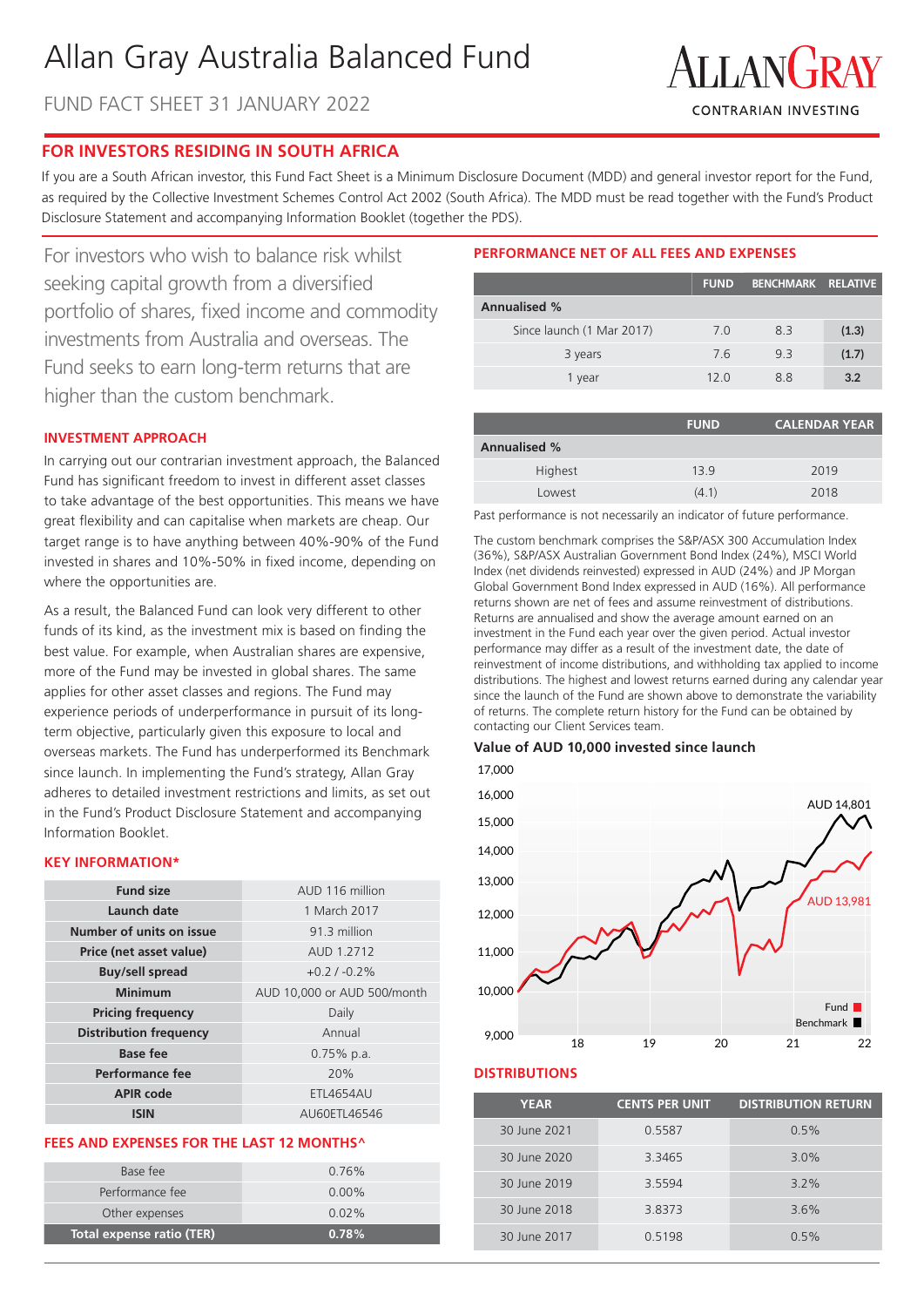# Allan Gray Australia Balanced Fund

FUND FACT SHEET 31 JANUARY 2022

ALLANGRAY
CONTRARIAN INVESTING

## FOR INVESTORS RESIDING IN SOUTH AFRICA

If you are a South African investor, this Fund Fact Sheet is a Minimum Disclosure Document (MDD) and general investor report for the Fund, as required by the Collective Investment Schemes Control Act 2002 (South Africa). The MDD must be read together with the Fund's Product Disclosure Statement and accompanying Information Booklet (together the PDS).

For investors who wish to balance risk whilst seeking capital growth from a diversified portfolio of shares, fixed income and commodity investments from Australia and overseas. The Fund seeks to earn long-term returns that are higher than the custom benchmark.

### INVESTMENT APPROACH

In carrying out our contrarian investment approach, the Balanced Fund has significant freedom to invest in different asset classes to take advantage of the best opportunities. This means we have great flexibility and can capitalise when markets are cheap. Our target range is to have anything between 40%-90% of the Fund invested in shares and 10%-50% in fixed income, depending on where the opportunities are.

As a result, the Balanced Fund can look very different to other funds of its kind, as the investment mix is based on finding the best value. For example, when Australian shares are expensive, more of the Fund may be invested in global shares. The same applies for other asset classes and regions. The Fund may experience periods of underperformance in pursuit of its long-term objective, particularly given this exposure to local and overseas markets. The Fund has underperformed its Benchmark since launch. In implementing the Fund's strategy, Allan Gray adheres to detailed investment restrictions and limits, as set out in the Fund's Product Disclosure Statement and accompanying Information Booklet.

### KEY INFORMATION*

| | |
|---|---|
| **Fund size** | AUD 116 million |
| **Launch date** | 1 March 2017 |
| **Number of units on issue** | 91.3 million |
| **Price (net asset value)** | AUD 1.2712 |
| **Buy/sell spread** | +0.2 / -0.2% |
| **Minimum** | AUD 10,000 or AUD 500/month |
| **Pricing frequency** | Daily |
| **Distribution frequency** | Annual |
| **Base fee** | 0.75% p.a. |
| **Performance fee** | 20% |
| **APIR code** | ETL4654AU |
| **ISIN** | AU60ETL46546 |

### FEES AND EXPENSES FOR THE LAST 12 MONTHS^

| | |
|---|---|
| Base fee | 0.76% |
| Performance fee | 0.00% |
| Other expenses | 0.02% |
| **Total expense ratio (TER)** | **0.78%** |

### PERFORMANCE NET OF ALL FEES AND EXPENSES

| | FUND | BENCHMARK | RELATIVE |
|---|---|---|---|
| **Annualised %** | | | |
| Since launch (1 Mar 2017) | 7.0 | 8.3 | **(1.3)** |
| 3 years | 7.6 | 9.3 | **(1.7)** |
| 1 year | 12.0 | 8.8 | **3.2** |

| | FUND | CALENDAR YEAR |
|---|---|---|
| **Annualised %** | | |
| Highest | 13.9 | 2019 |
| Lowest | (4.1) | 2018 |

Past performance is not necessarily an indicator of future performance.

The custom benchmark comprises the S&P/ASX 300 Accumulation Index (36%), S&P/ASX Australian Government Bond Index (24%), MSCI World Index (net dividends reinvested) expressed in AUD (24%) and JP Morgan Global Government Bond Index expressed in AUD (16%). All performance returns shown are net of fees and assume reinvestment of distributions. Returns are annualised and show the average amount earned on an investment in the Fund each year over the given period. Actual investor performance may differ as a result of the investment date, the date of reinvestment of income distributions, and withholding tax applied to income distributions. The highest and lowest returns earned during any calendar year since the launch of the Fund are shown above to demonstrate the variability of returns. The complete return history for the Fund can be obtained by contacting our Client Services team.

**Value of AUD 10,000 invested since launch**

AUD 14,801 (Benchmark); AUD 13,981 (Fund)

### DISTRIBUTIONS

| YEAR | CENTS PER UNIT | DISTRIBUTION RETURN |
|---|---|---|
| 30 June 2021 | 0.5587 | 0.5% |
| 30 June 2020 | 3.3465 | 3.0% |
| 30 June 2019 | 3.5594 | 3.2% |
| 30 June 2018 | 3.8373 | 3.6% |
| 30 June 2017 | 0.5198 | 0.5% |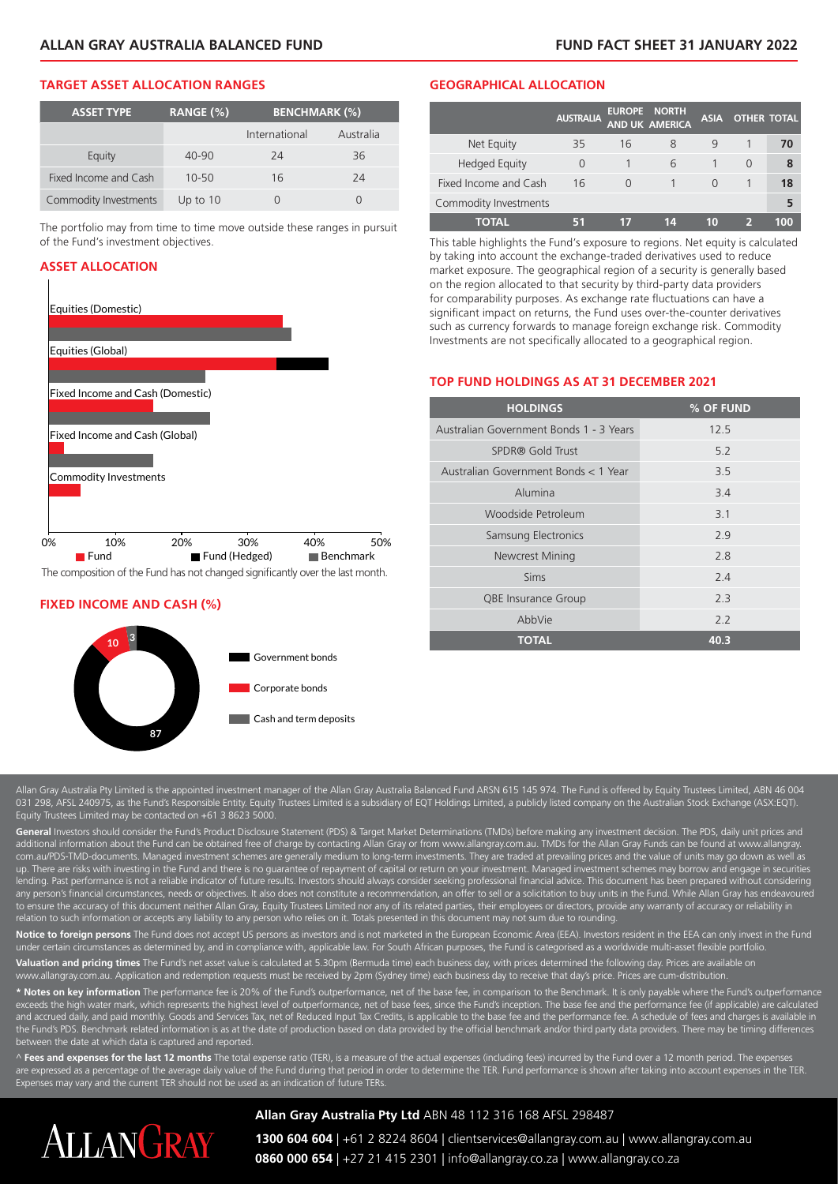## TARGET ASSET ALLOCATION RANGES

| ASSET TYPE | RANGE (%) | BENCHMARK (%) | |
|---|---|---|---|
| | | International | Australia |
| Equity | 40-90 | 24 | 36 |
| Fixed Income and Cash | 10-50 | 16 | 24 |
| Commodity Investments | Up to 10 | 0 | 0 |

The portfolio may from time to time move outside these ranges in pursuit of the Fund's investment objectives.

## ASSET ALLOCATION

Equities (Domestic)

Equities (Global)

Fixed Income and Cash (Domestic)

Fixed Income and Cash (Global)

Commodity Investments

0% 10% 20% 30% 40% 50%

Fund | Fund (Hedged) | Benchmark

The composition of the Fund has not changed significantly over the last month.

## FIXED INCOME AND CASH (%)

87 | 10 | 3

Government bonds

Corporate bonds

Cash and term deposits

## GEOGRAPHICAL ALLOCATION

| | AUSTRALIA | EUROPE AND UK | NORTH AMERICA | ASIA | OTHER | TOTAL |
|---|---|---|---|---|---|---|
| Net Equity | 35 | 16 | 8 | 9 | 1 | **70** |
| Hedged Equity | 0 | 1 | 6 | 1 | 0 | **8** |
| Fixed Income and Cash | 16 | 0 | 1 | 0 | 1 | **18** |
| Commodity Investments | | | | | | **5** |
| **TOTAL** | **51** | **17** | **14** | **10** | **2** | **100** |

This table highlights the Fund's exposure to regions. Net equity is calculated by taking into account the exchange-traded derivatives used to reduce market exposure. The geographical region of a security is generally based on the region allocated to that security by third-party data providers for comparability purposes. As exchange rate fluctuations can have a significant impact on returns, the Fund uses over-the-counter derivatives such as currency forwards to manage foreign exchange risk. Commodity Investments are not specifically allocated to a geographical region.

## TOP FUND HOLDINGS AS AT 31 DECEMBER 2021

| HOLDINGS | % OF FUND |
|---|---|
| Australian Government Bonds 1 - 3 Years | 12.5 |
| SPDR® Gold Trust | 5.2 |
| Australian Government Bonds < 1 Year | 3.5 |
| Alumina | 3.4 |
| Woodside Petroleum | 3.1 |
| Samsung Electronics | 2.9 |
| Newcrest Mining | 2.8 |
| Sims | 2.4 |
| QBE Insurance Group | 2.3 |
| AbbVie | 2.2 |
| **TOTAL** | **40.3** |

Allan Gray Australia Pty Limited is the appointed investment manager of the Allan Gray Australia Balanced Fund ARSN 615 145 974. The Fund is offered by Equity Trustees Limited, ABN 46 004 031 298, AFSL 240975, as the Fund's Responsible Entity. Equity Trustees Limited is a subsidiary of EQT Holdings Limited, a publicly listed company on the Australian Stock Exchange (ASX:EQT). Equity Trustees Limited may be contacted on +61 3 8623 5000.

**General** Investors should consider the Fund's Product Disclosure Statement (PDS) & Target Market Determinations (TMDs) before making any investment decision. The PDS, daily unit prices and additional information about the Fund can be obtained free of charge by contacting Allan Gray or from www.allangray.com.au. TMDs for the Allan Gray Funds can be found at www.allangray.com.au/PDS-TMD-documents. Managed investment schemes are generally medium to long-term investments. They are traded at prevailing prices and the value of units may go down as well as up. There are risks with investing in the Fund and there is no guarantee of repayment of capital or return on your investment. Managed investment schemes may borrow and engage in securities lending. Past performance is not a reliable indicator of future results. Investors should always consider seeking professional financial advice. This document has been prepared without considering any person's financial circumstances, needs or objectives. It also does not constitute a recommendation, an offer to sell or a solicitation to buy units in the Fund. While Allan Gray has endeavoured to ensure the accuracy of this document neither Allan Gray, Equity Trustees Limited nor any of its related parties, their employees or directors, provide any warranty of accuracy or reliability in relation to such information or accepts any liability to any person who relies on it. Totals presented in this document may not sum due to rounding.

**Notice to foreign persons** The Fund does not accept US persons as investors and is not marketed in the European Economic Area (EEA). Investors resident in the EEA can only invest in the Fund under certain circumstances as determined by, and in compliance with, applicable law. For South African purposes, the Fund is categorised as a worldwide multi-asset flexible portfolio.

**Valuation and pricing times** The Fund's net asset value is calculated at 5.30pm (Bermuda time) each business day, with prices determined the following day. Prices are available on www.allangray.com.au. Application and redemption requests must be received by 2pm (Sydney time) each business day to receive that day's price. Prices are cum-distribution.

**\* Notes on key information** The performance fee is 20% of the Fund's outperformance, net of the base fee, in comparison to the Benchmark. It is only payable where the Fund's outperformance exceeds the high water mark, which represents the highest level of outperformance, net of base fees, since the Fund's inception. The base fee and the performance fee (if applicable) are calculated and accrued daily, and paid monthly. Goods and Services Tax, net of Reduced Input Tax Credits, is applicable to the base fee and the performance fee. A schedule of fees and charges is available in the Fund's PDS. Benchmark related information is as at the date of production based on data provided by the official benchmark and/or third party data providers. There may be timing differences between the date at which data is captured and reported.

**^ Fees and expenses for the last 12 months** The total expense ratio (TER), is a measure of the actual expenses (including fees) incurred by the Fund over a 12 month period. The expenses are expressed as a percentage of the average daily value of the Fund during that period in order to determine the TER. Fund performance is shown after taking into account expenses in the TER. Expenses may vary and the current TER should not be used as an indication of future TERs.

ALLANGRAY

**Allan Gray Australia Pty Ltd** ABN 48 112 316 168 AFSL 298487

**1300 604 604** | +61 2 8224 8604 | clientservices@allangray.com.au | www.allangray.com.au

**0860 000 654** | +27 21 415 2301 | info@allangray.co.za | www.allangray.co.za